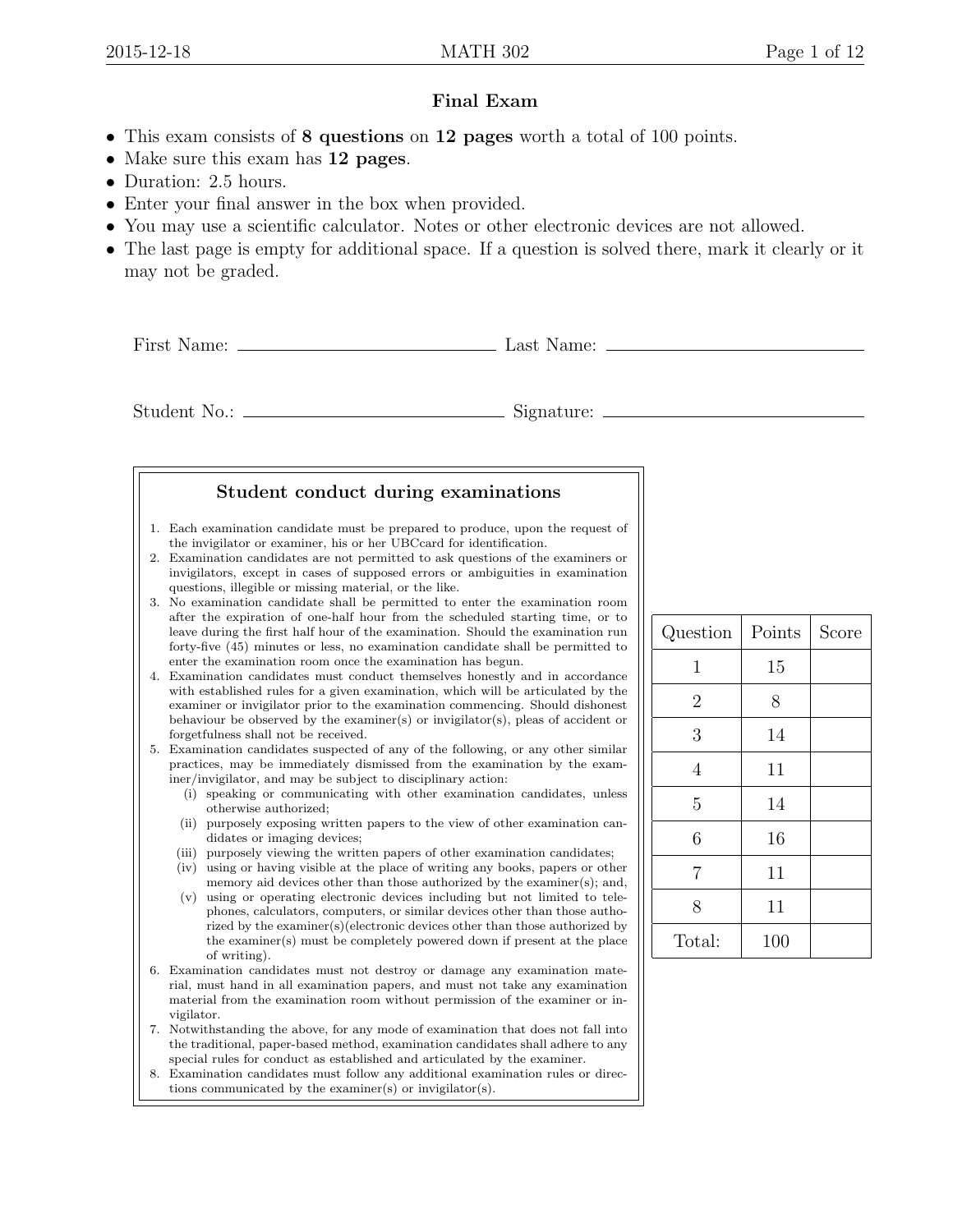# Final Exam

- This exam consists of **8 questions** on **12 pages** worth a total of 100 points.
- Make sure this exam has **12 pages**.
- Duration: 2.5 hours.
- Enter your final answer in the box when provided.
- You may use a scientific calculator. Notes or other electronic devices are not allowed.
- The last page is empty for additional space. If a question is solved there, mark it clearly or it may not be graded.

First Name: ______________________ Last Name: ______________________

Student No.: ______________________ Signature: ______________________

## Student conduct during examinations

1. Each examination candidate must be prepared to produce, upon the request of the invigilator or examiner, his or her UBCcard for identification.
2. Examination candidates are not permitted to ask questions of the examiners or invigilators, except in cases of supposed errors or ambiguities in examination questions, illegible or missing material, or the like.
3. No examination candidate shall be permitted to enter the examination room after the expiration of one-half hour from the scheduled starting time, or to leave during the first half hour of the examination. Should the examination run forty-five (45) minutes or less, no examination candidate shall be permitted to enter the examination room once the examination has begun.
4. Examination candidates must conduct themselves honestly and in accordance with established rules for a given examination, which will be articulated by the examiner or invigilator prior to the examination commencing. Should dishonest behaviour be observed by the examiner(s) or invigilator(s), pleas of accident or forgetfulness shall not be received.
5. Examination candidates suspected of any of the following, or any other similar practices, may be immediately dismissed from the examination by the examiner/invigilator, and may be subject to disciplinary action:
   - (i) speaking or communicating with other examination candidates, unless otherwise authorized;
   - (ii) purposely exposing written papers to the view of other examination candidates or imaging devices;
   - (iii) purposely viewing the written papers of other examination candidates;
   - (iv) using or having visible at the place of writing any books, papers or other memory aid devices other than those authorized by the examiner(s); and,
   - (v) using or operating electronic devices including but not limited to telephones, calculators, computers, or similar devices other than those authorized by the examiner(s)(electronic devices other than those authorized by the examiner(s) must be completely powered down if present at the place of writing).
6. Examination candidates must not destroy or damage any examination material, must hand in all examination papers, and must not take any examination material from the examination room without permission of the examiner or invigilator.
7. Notwithstanding the above, for any mode of examination that does not fall into the traditional, paper-based method, examination candidates shall adhere to any special rules for conduct as established and articulated by the examiner.
8. Examination candidates must follow any additional examination rules or directions communicated by the examiner(s) or invigilator(s).

| Question | Points | Score |
|---|---|---|
| 1 | 15 | |
| 2 | 8 | |
| 3 | 14 | |
| 4 | 11 | |
| 5 | 14 | |
| 6 | 16 | |
| 7 | 11 | |
| 8 | 11 | |
| Total: | 100 | |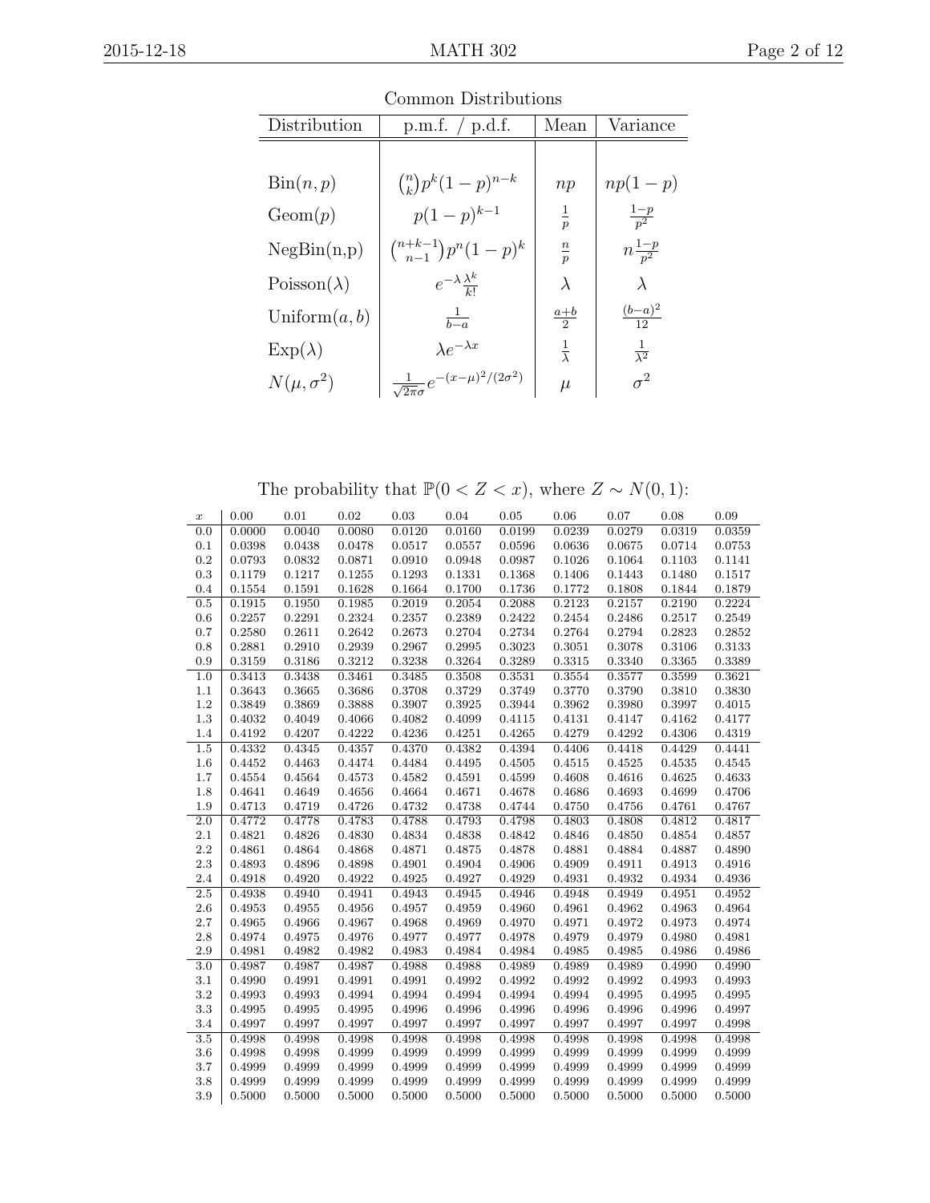Common Distributions

| Distribution | p.m.f. / p.d.f. | Mean | Variance |
|---|---|---|---|
| $\text{Bin}(n,p)$ | $\binom{n}{k}p^k(1-p)^{n-k}$ | $np$ | $np(1-p)$ |
| $\text{Geom}(p)$ | $p(1-p)^{k-1}$ | $\frac{1}{p}$ | $\frac{1-p}{p^2}$ |
| NegBin(n,p) | $\binom{n+k-1}{n-1}p^n(1-p)^k$ | $\frac{n}{p}$ | $n\frac{1-p}{p^2}$ |
| $\text{Poisson}(\lambda)$ | $e^{-\lambda}\frac{\lambda^k}{k!}$ | $\lambda$ | $\lambda$ |
| $\text{Uniform}(a,b)$ | $\frac{1}{b-a}$ | $\frac{a+b}{2}$ | $\frac{(b-a)^2}{12}$ |
| $\text{Exp}(\lambda)$ | $\lambda e^{-\lambda x}$ | $\frac{1}{\lambda}$ | $\frac{1}{\lambda^2}$ |
| $N(\mu,\sigma^2)$ | $\frac{1}{\sqrt{2\pi}\sigma}e^{-(x-\mu)^2/(2\sigma^2)}$ | $\mu$ | $\sigma^2$ |

The probability that $\mathbb{P}(0 < Z < x)$, where $Z \sim N(0,1)$:

| $x$ | 0.00 | 0.01 | 0.02 | 0.03 | 0.04 | 0.05 | 0.06 | 0.07 | 0.08 | 0.09 |
|---|---|---|---|---|---|---|---|---|---|---|
| 0.0 | 0.0000 | 0.0040 | 0.0080 | 0.0120 | 0.0160 | 0.0199 | 0.0239 | 0.0279 | 0.0319 | 0.0359 |
| 0.1 | 0.0398 | 0.0438 | 0.0478 | 0.0517 | 0.0557 | 0.0596 | 0.0636 | 0.0675 | 0.0714 | 0.0753 |
| 0.2 | 0.0793 | 0.0832 | 0.0871 | 0.0910 | 0.0948 | 0.0987 | 0.1026 | 0.1064 | 0.1103 | 0.1141 |
| 0.3 | 0.1179 | 0.1217 | 0.1255 | 0.1293 | 0.1331 | 0.1368 | 0.1406 | 0.1443 | 0.1480 | 0.1517 |
| 0.4 | 0.1554 | 0.1591 | 0.1628 | 0.1664 | 0.1700 | 0.1736 | 0.1772 | 0.1808 | 0.1844 | 0.1879 |
| 0.5 | 0.1915 | 0.1950 | 0.1985 | 0.2019 | 0.2054 | 0.2088 | 0.2123 | 0.2157 | 0.2190 | 0.2224 |
| 0.6 | 0.2257 | 0.2291 | 0.2324 | 0.2357 | 0.2389 | 0.2422 | 0.2454 | 0.2486 | 0.2517 | 0.2549 |
| 0.7 | 0.2580 | 0.2611 | 0.2642 | 0.2673 | 0.2704 | 0.2734 | 0.2764 | 0.2794 | 0.2823 | 0.2852 |
| 0.8 | 0.2881 | 0.2910 | 0.2939 | 0.2967 | 0.2995 | 0.3023 | 0.3051 | 0.3078 | 0.3106 | 0.3133 |
| 0.9 | 0.3159 | 0.3186 | 0.3212 | 0.3238 | 0.3264 | 0.3289 | 0.3315 | 0.3340 | 0.3365 | 0.3389 |
| 1.0 | 0.3413 | 0.3438 | 0.3461 | 0.3485 | 0.3508 | 0.3531 | 0.3554 | 0.3577 | 0.3599 | 0.3621 |
| 1.1 | 0.3643 | 0.3665 | 0.3686 | 0.3708 | 0.3729 | 0.3749 | 0.3770 | 0.3790 | 0.3810 | 0.3830 |
| 1.2 | 0.3849 | 0.3869 | 0.3888 | 0.3907 | 0.3925 | 0.3944 | 0.3962 | 0.3980 | 0.3997 | 0.4015 |
| 1.3 | 0.4032 | 0.4049 | 0.4066 | 0.4082 | 0.4099 | 0.4115 | 0.4131 | 0.4147 | 0.4162 | 0.4177 |
| 1.4 | 0.4192 | 0.4207 | 0.4222 | 0.4236 | 0.4251 | 0.4265 | 0.4279 | 0.4292 | 0.4306 | 0.4319 |
| 1.5 | 0.4332 | 0.4345 | 0.4357 | 0.4370 | 0.4382 | 0.4394 | 0.4406 | 0.4418 | 0.4429 | 0.4441 |
| 1.6 | 0.4452 | 0.4463 | 0.4474 | 0.4484 | 0.4495 | 0.4505 | 0.4515 | 0.4525 | 0.4535 | 0.4545 |
| 1.7 | 0.4554 | 0.4564 | 0.4573 | 0.4582 | 0.4591 | 0.4599 | 0.4608 | 0.4616 | 0.4625 | 0.4633 |
| 1.8 | 0.4641 | 0.4649 | 0.4656 | 0.4664 | 0.4671 | 0.4678 | 0.4686 | 0.4693 | 0.4699 | 0.4706 |
| 1.9 | 0.4713 | 0.4719 | 0.4726 | 0.4732 | 0.4738 | 0.4744 | 0.4750 | 0.4756 | 0.4761 | 0.4767 |
| 2.0 | 0.4772 | 0.4778 | 0.4783 | 0.4788 | 0.4793 | 0.4798 | 0.4803 | 0.4808 | 0.4812 | 0.4817 |
| 2.1 | 0.4821 | 0.4826 | 0.4830 | 0.4834 | 0.4838 | 0.4842 | 0.4846 | 0.4850 | 0.4854 | 0.4857 |
| 2.2 | 0.4861 | 0.4864 | 0.4868 | 0.4871 | 0.4875 | 0.4878 | 0.4881 | 0.4884 | 0.4887 | 0.4890 |
| 2.3 | 0.4893 | 0.4896 | 0.4898 | 0.4901 | 0.4904 | 0.4906 | 0.4909 | 0.4911 | 0.4913 | 0.4916 |
| 2.4 | 0.4918 | 0.4920 | 0.4922 | 0.4925 | 0.4927 | 0.4929 | 0.4931 | 0.4932 | 0.4934 | 0.4936 |
| 2.5 | 0.4938 | 0.4940 | 0.4941 | 0.4943 | 0.4945 | 0.4946 | 0.4948 | 0.4949 | 0.4951 | 0.4952 |
| 2.6 | 0.4953 | 0.4955 | 0.4956 | 0.4957 | 0.4959 | 0.4960 | 0.4961 | 0.4962 | 0.4963 | 0.4964 |
| 2.7 | 0.4965 | 0.4966 | 0.4967 | 0.4968 | 0.4969 | 0.4970 | 0.4971 | 0.4972 | 0.4973 | 0.4974 |
| 2.8 | 0.4974 | 0.4975 | 0.4976 | 0.4977 | 0.4977 | 0.4978 | 0.4979 | 0.4979 | 0.4980 | 0.4981 |
| 2.9 | 0.4981 | 0.4982 | 0.4982 | 0.4983 | 0.4984 | 0.4984 | 0.4985 | 0.4985 | 0.4986 | 0.4986 |
| 3.0 | 0.4987 | 0.4987 | 0.4987 | 0.4988 | 0.4988 | 0.4989 | 0.4989 | 0.4989 | 0.4990 | 0.4990 |
| 3.1 | 0.4990 | 0.4991 | 0.4991 | 0.4991 | 0.4992 | 0.4992 | 0.4992 | 0.4992 | 0.4993 | 0.4993 |
| 3.2 | 0.4993 | 0.4993 | 0.4994 | 0.4994 | 0.4994 | 0.4994 | 0.4994 | 0.4995 | 0.4995 | 0.4995 |
| 3.3 | 0.4995 | 0.4995 | 0.4995 | 0.4996 | 0.4996 | 0.4996 | 0.4996 | 0.4996 | 0.4996 | 0.4997 |
| 3.4 | 0.4997 | 0.4997 | 0.4997 | 0.4997 | 0.4997 | 0.4997 | 0.4997 | 0.4997 | 0.4997 | 0.4998 |
| 3.5 | 0.4998 | 0.4998 | 0.4998 | 0.4998 | 0.4998 | 0.4998 | 0.4998 | 0.4998 | 0.4998 | 0.4998 |
| 3.6 | 0.4998 | 0.4998 | 0.4999 | 0.4999 | 0.4999 | 0.4999 | 0.4999 | 0.4999 | 0.4999 | 0.4999 |
| 3.7 | 0.4999 | 0.4999 | 0.4999 | 0.4999 | 0.4999 | 0.4999 | 0.4999 | 0.4999 | 0.4999 | 0.4999 |
| 3.8 | 0.4999 | 0.4999 | 0.4999 | 0.4999 | 0.4999 | 0.4999 | 0.4999 | 0.4999 | 0.4999 | 0.4999 |
| 3.9 | 0.5000 | 0.5000 | 0.5000 | 0.5000 | 0.5000 | 0.5000 | 0.5000 | 0.5000 | 0.5000 | 0.5000 |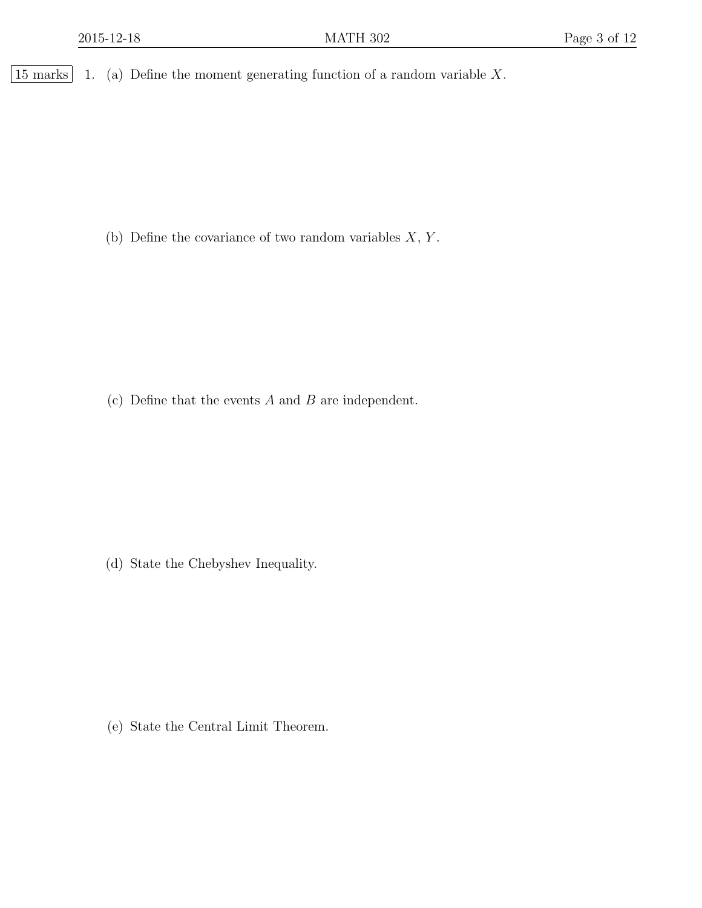15 marks 1. (a) Define the moment generating function of a random variable $X$.

(b) Define the covariance of two random variables $X$, $Y$.

(c) Define that the events $A$ and $B$ are independent.

(d) State the Chebyshev Inequality.

(e) State the Central Limit Theorem.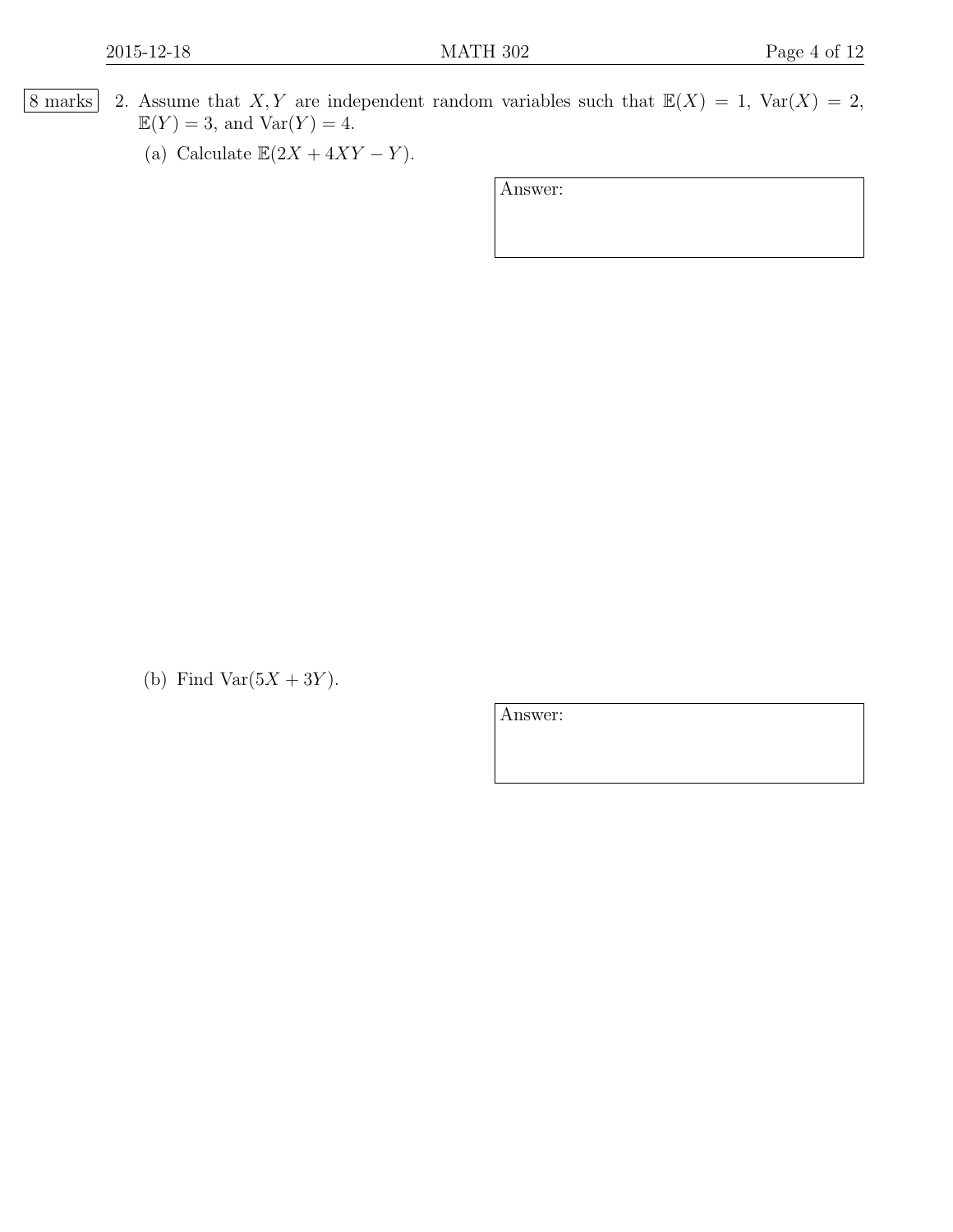8 marks

2. Assume that $X, Y$ are independent random variables such that $\mathbb{E}(X) = 1$, $\text{Var}(X) = 2$, $\mathbb{E}(Y) = 3$, and $\text{Var}(Y) = 4$.

(a) Calculate $\mathbb{E}(2X + 4XY - Y)$.

Answer:

(b) Find $\text{Var}(5X + 3Y)$.

Answer: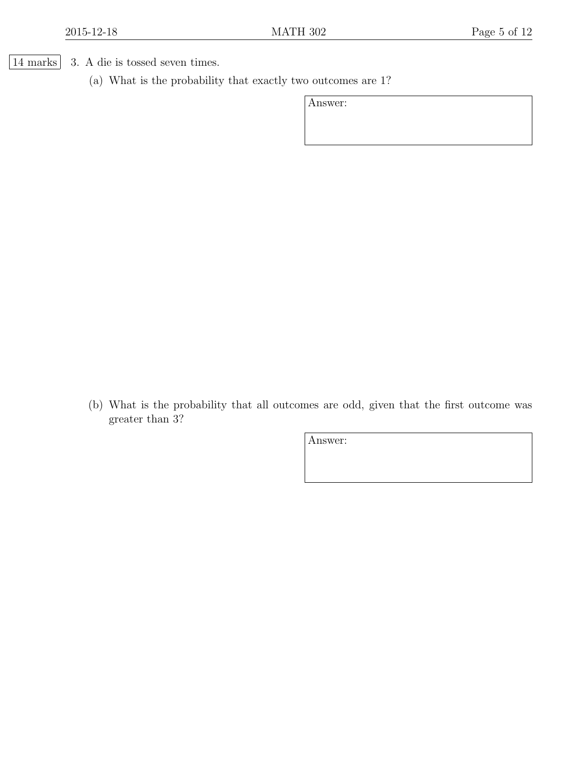14 marks

3. A die is tossed seven times.

   (a) What is the probability that exactly two outcomes are 1?

   Answer:

   (b) What is the probability that all outcomes are odd, given that the first outcome was greater than 3?

   Answer: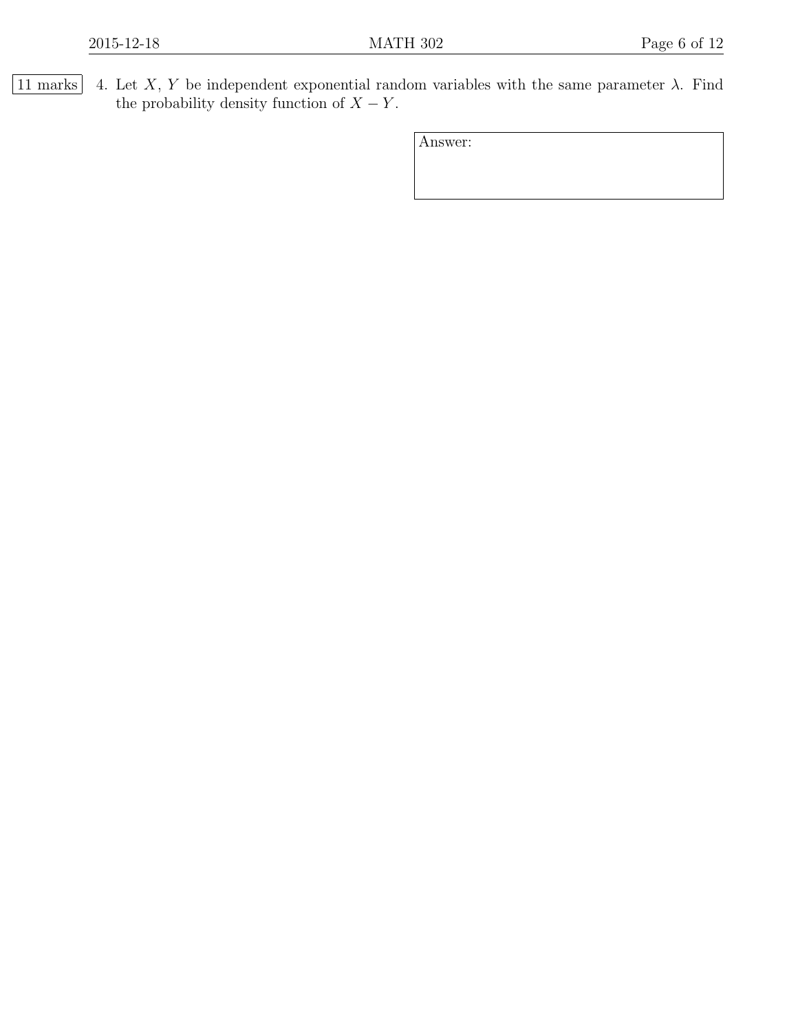11 marks

4. Let $X$, $Y$ be independent exponential random variables with the same parameter $\lambda$. Find the probability density function of $X - Y$.

Answer: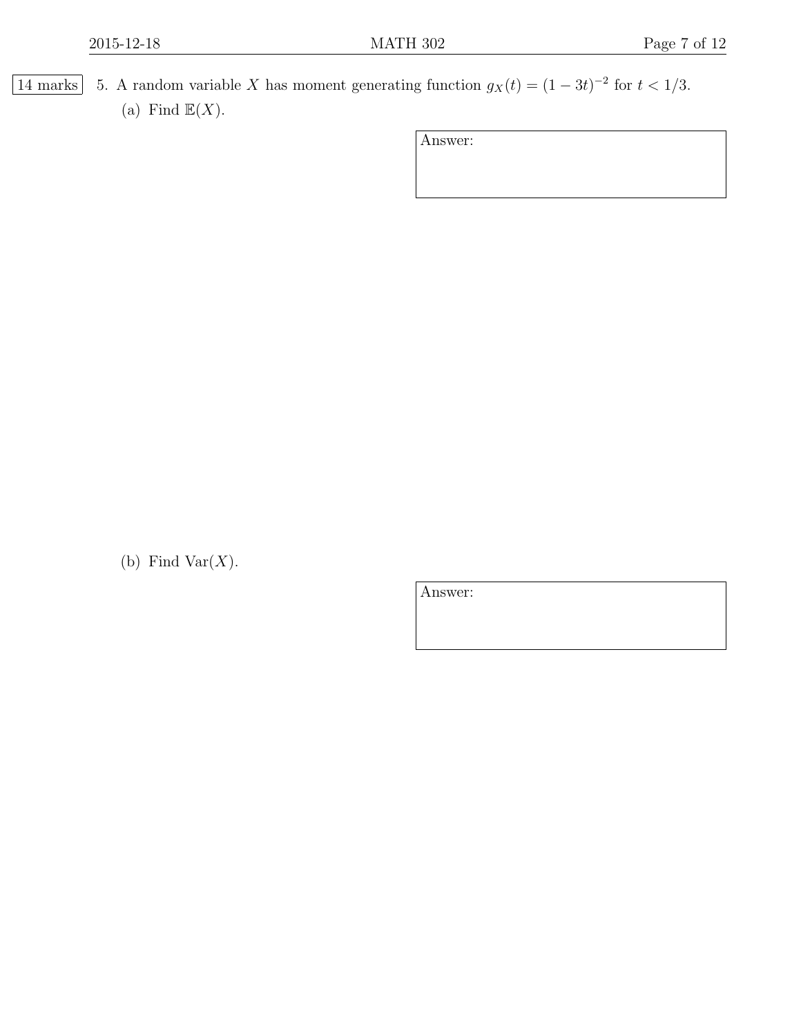14 marks

5. A random variable $X$ has moment generating function $g_X(t) = (1 - 3t)^{-2}$ for $t < 1/3$.

   (a) Find $\mathbb{E}(X)$.

   Answer:

   (b) Find $\text{Var}(X)$.

   Answer: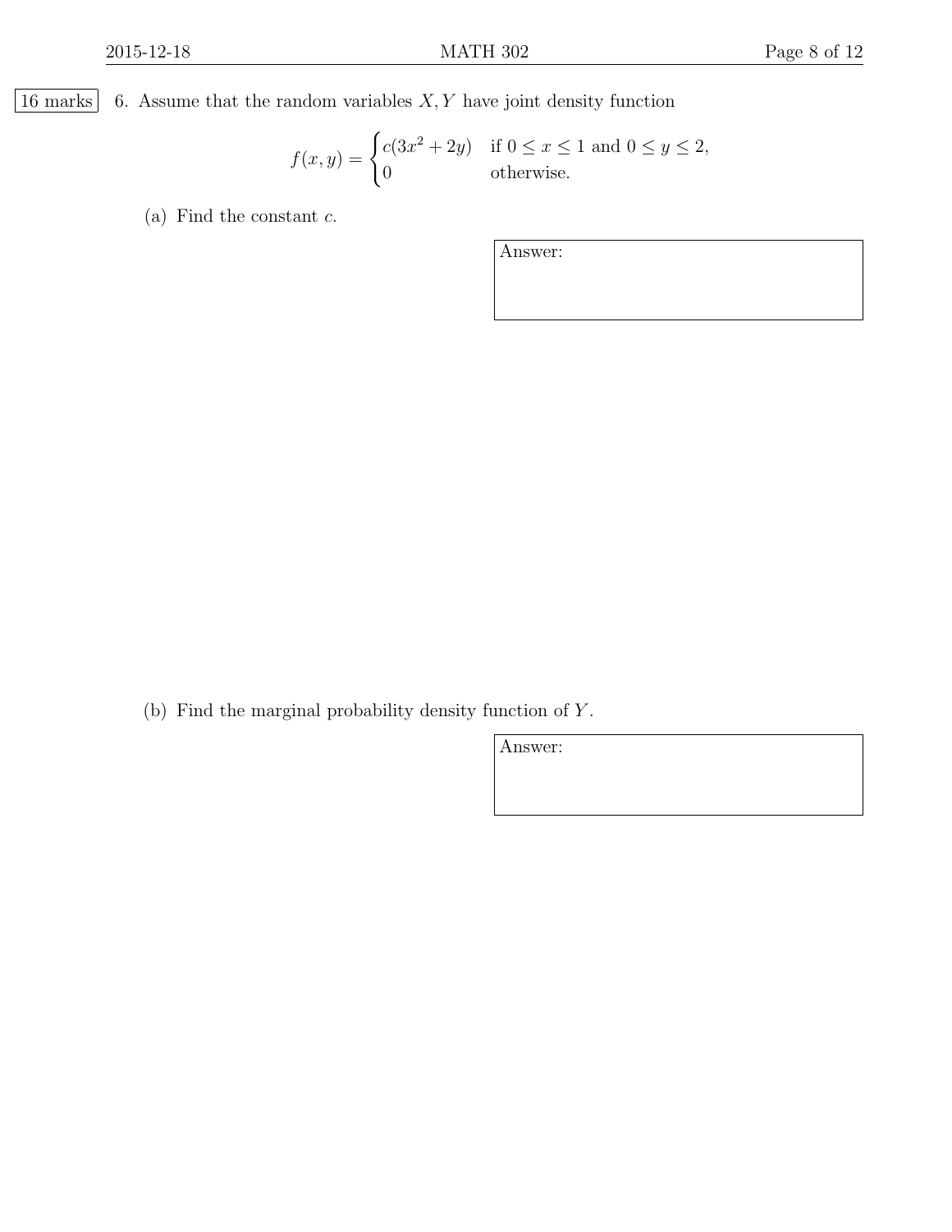16 marks

6. Assume that the random variables $X, Y$ have joint density function

$$f(x, y) = \begin{cases} c(3x^2 + 2y) & \text{if } 0 \le x \le 1 \text{ and } 0 \le y \le 2, \\ 0 & \text{otherwise.} \end{cases}$$

(a) Find the constant $c$.

Answer:

(b) Find the marginal probability density function of $Y$.

Answer: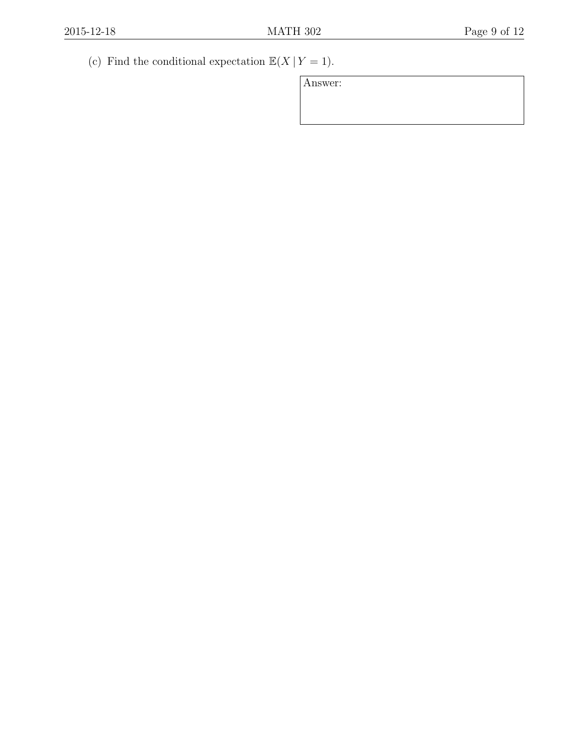(c) Find the conditional expectation $\mathbb{E}(X \mid Y = 1)$.

| Answer: |
| --- |
| |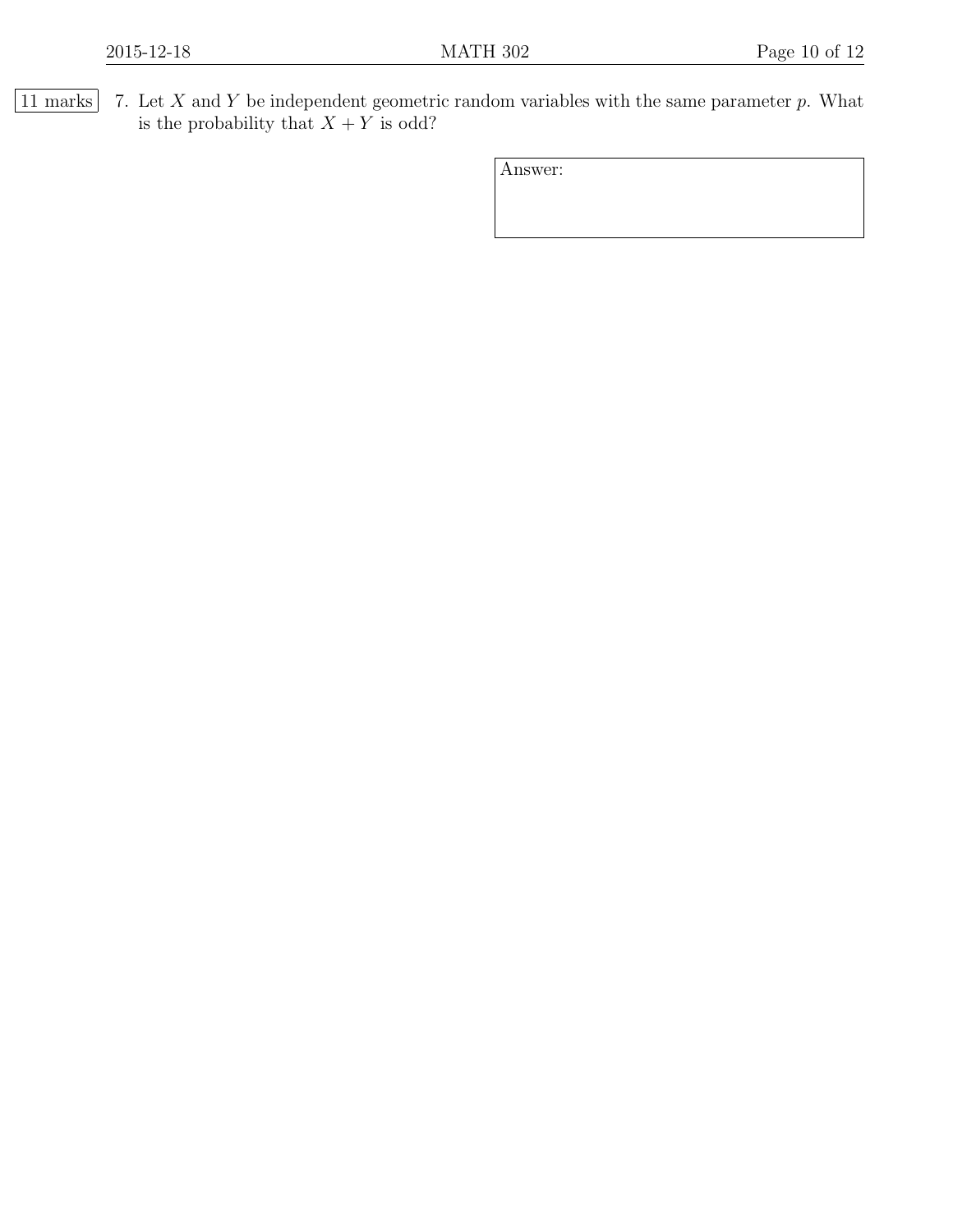11 marks

7. Let $X$ and $Y$ be independent geometric random variables with the same parameter $p$. What is the probability that $X + Y$ is odd?

| Answer: |
|---|
| |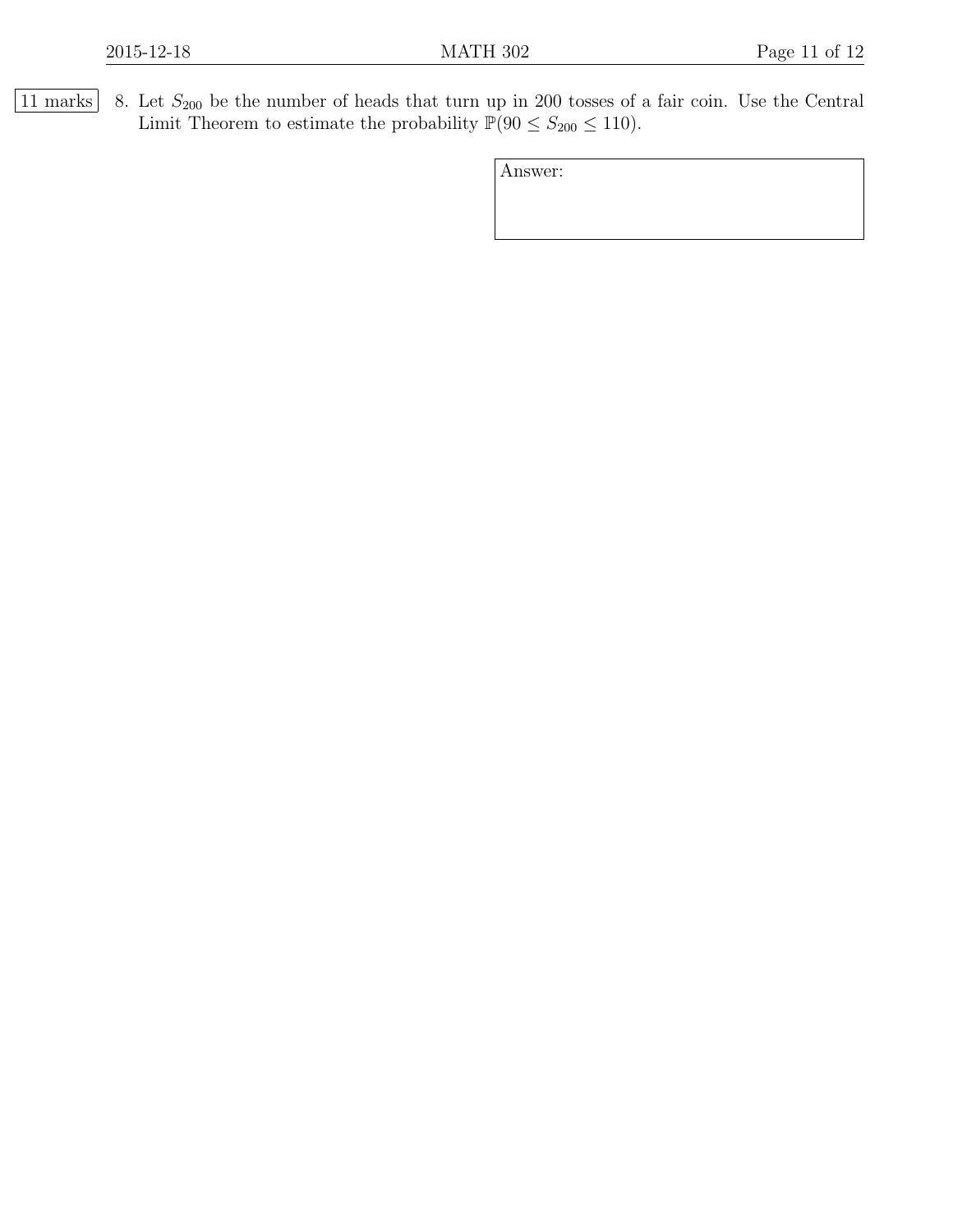11 marks

8. Let $S_{200}$ be the number of heads that turn up in 200 tosses of a fair coin. Use the Central Limit Theorem to estimate the probability $\mathbb{P}(90 \leq S_{200} \leq 110)$.

Answer: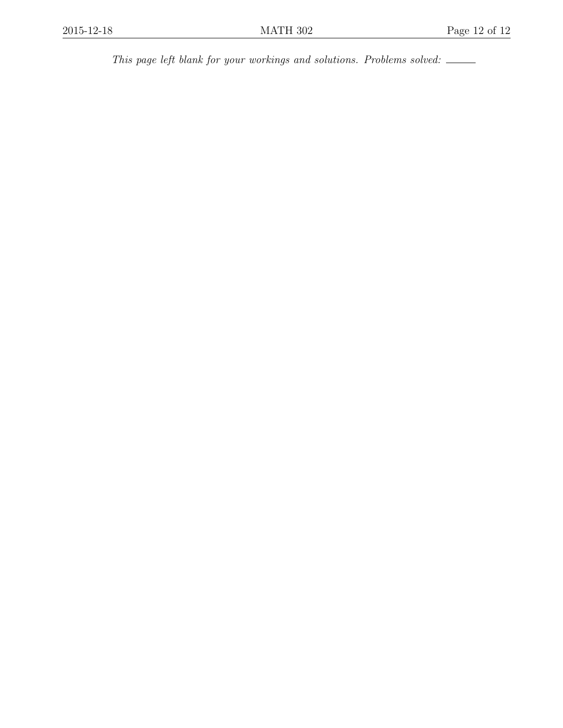*This page left blank for your workings and solutions. Problems solved:* ______